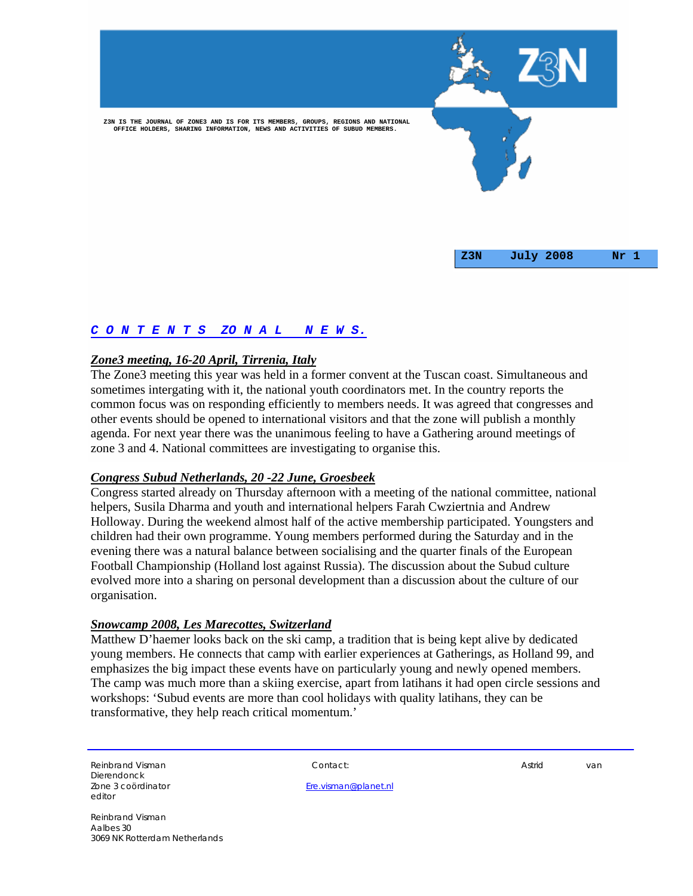# Z3N

Z3N IS THE JOURNAL OF ZONE3 AND IS FOR ITS MEMBERS, GROUPS, REGIONS AND NATIONAL OFFICE HOLDERS, SHARING INFORMATION, NEWS AND ACTIVITIES OF SUBUD MEMBERS.

**Z3N July 2008 Nr 1**

## *C O N T E N T S ZO N A L N E W S.*

### *Zone3 meeting, 16-20 April, Tirrenia, Italy*

The Zone3 meeting this year was held in a former convent at the Tuscan coast. Simultaneous and sometimes intergating with it, the national youth coordinators met. In the country reports the common focus was on responding efficiently to members needs. It was agreed that congresses and other events should be opened to international visitors and that the zone will publish a monthly agenda. For next year there was the unanimous feeling to have a Gathering around meetings of zone 3 and 4. National committees are investigating to organise this.

### *Congress Subud Netherlands, 20 -22 June, Groesbeek*

Congress started already on Thursday afternoon with a meeting of the national committee, national helpers, Susila Dharma and youth and international helpers Farah Cwziertnia and Andrew Holloway. During the weekend almost half of the active membership participated. Youngsters and children had their own programme. Young members performed during the Saturday and in the evening there was a natural balance between socialising and the quarter finals of the European Football Championship (Holland lost against Russia). The discussion about the Subud culture evolved more into a sharing on personal development than a discussion about the culture of our organisation.

### *Snowcamp 2008, Les Marecottes, Switzerland*

Matthew D'haemer looks back on the ski camp, a tradition that is being kept alive by dedicated young members. He connects that camp with earlier experiences at Gatherings, as Holland 99, and emphasizes the big impact these events have on particularly young and newly opened members. The camp was much more than a skiing exercise, apart from latihans it had open circle sessions and workshops: 'Subud events are more than cool holidays with quality latihans, they can be transformative, they help reach critical momentum.'

---

Reinbrand Visman
Zone 3 coördinator
editor

Contact: Ere.visman@planet.nl

Astrid van Dierendonck

Reinbrand Visman
Aalbes 30
3069 NK Rotterdam Netherlands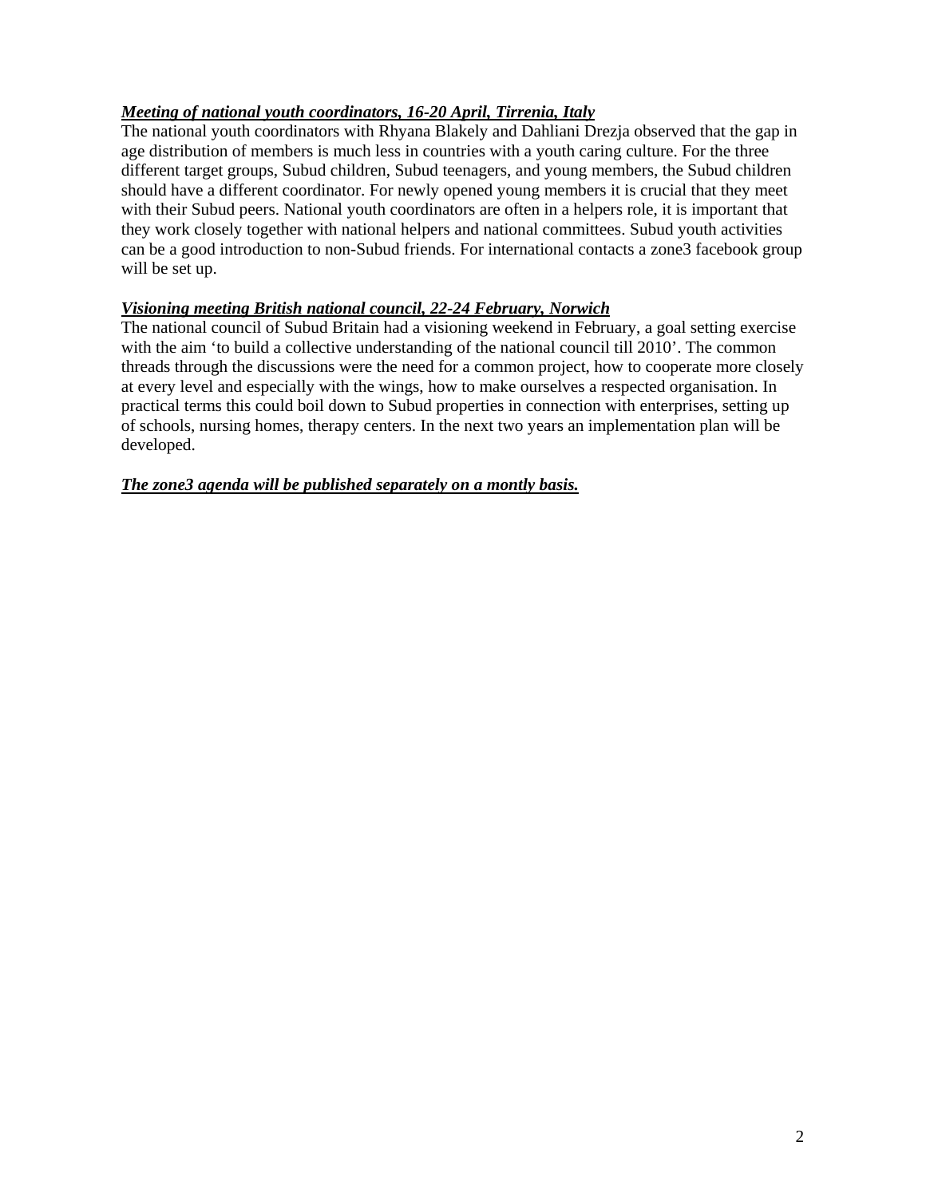***Meeting of national youth coordinators, 16-20 April, Tirrenia, Italy***

The national youth coordinators with Rhyana Blakely and Dahliani Drezja observed that the gap in age distribution of members is much less in countries with a youth caring culture. For the three different target groups, Subud children, Subud teenagers, and young members, the Subud children should have a different coordinator. For newly opened young members it is crucial that they meet with their Subud peers. National youth coordinators are often in a helpers role, it is important that they work closely together with national helpers and national committees. Subud youth activities can be a good introduction to non-Subud friends. For international contacts a zone3 facebook group will be set up.

***Visioning meeting British national council, 22-24 February, Norwich***

The national council of Subud Britain had a visioning weekend in February, a goal setting exercise with the aim 'to build a collective understanding of the national council till 2010'. The common threads through the discussions were the need for a common project, how to cooperate more closely at every level and especially with the wings, how to make ourselves a respected organisation. In practical terms this could boil down to Subud properties in connection with enterprises, setting up of schools, nursing homes, therapy centers. In the next two years an implementation plan will be developed.

***The zone3 agenda will be published separately on a montly basis.***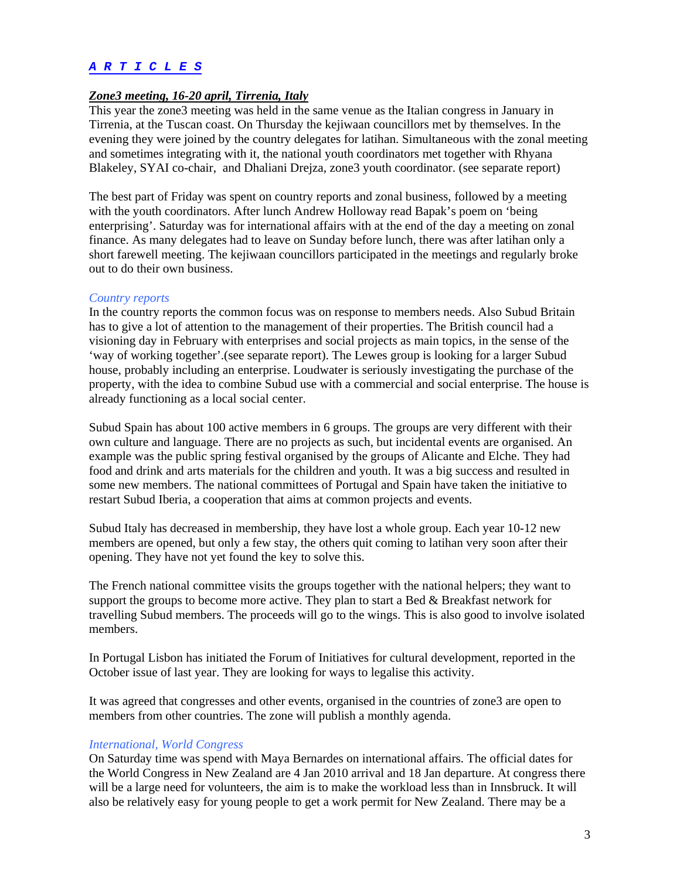# *A R T I C L E S*

## *Zone3 meeting, 16-20 april, Tirrenia, Italy*

This year the zone3 meeting was held in the same venue as the Italian congress in January in Tirrenia, at the Tuscan coast. On Thursday the kejiwaan councillors met by themselves. In the evening they were joined by the country delegates for latihan. Simultaneous with the zonal meeting and sometimes integrating with it, the national youth coordinators met together with Rhyana Blakeley, SYAI co-chair, and Dhaliani Drejza, zone3 youth coordinator. (see separate report)

The best part of Friday was spent on country reports and zonal business, followed by a meeting with the youth coordinators. After lunch Andrew Holloway read Bapak's poem on 'being enterprising'. Saturday was for international affairs with at the end of the day a meeting on zonal finance. As many delegates had to leave on Sunday before lunch, there was after latihan only a short farewell meeting. The kejiwaan councillors participated in the meetings and regularly broke out to do their own business.

### *Country reports*

In the country reports the common focus was on response to members needs. Also Subud Britain has to give a lot of attention to the management of their properties. The British council had a visioning day in February with enterprises and social projects as main topics, in the sense of the 'way of working together'.(see separate report). The Lewes group is looking for a larger Subud house, probably including an enterprise. Loudwater is seriously investigating the purchase of the property, with the idea to combine Subud use with a commercial and social enterprise. The house is already functioning as a local social center.

Subud Spain has about 100 active members in 6 groups. The groups are very different with their own culture and language. There are no projects as such, but incidental events are organised. An example was the public spring festival organised by the groups of Alicante and Elche. They had food and drink and arts materials for the children and youth. It was a big success and resulted in some new members. The national committees of Portugal and Spain have taken the initiative to restart Subud Iberia, a cooperation that aims at common projects and events.

Subud Italy has decreased in membership, they have lost a whole group. Each year 10-12 new members are opened, but only a few stay, the others quit coming to latihan very soon after their opening. They have not yet found the key to solve this.

The French national committee visits the groups together with the national helpers; they want to support the groups to become more active. They plan to start a Bed & Breakfast network for travelling Subud members. The proceeds will go to the wings. This is also good to involve isolated members.

In Portugal Lisbon has initiated the Forum of Initiatives for cultural development, reported in the October issue of last year. They are looking for ways to legalise this activity.

It was agreed that congresses and other events, organised in the countries of zone3 are open to members from other countries. The zone will publish a monthly agenda.

### *International, World Congress*

On Saturday time was spend with Maya Bernardes on international affairs. The official dates for the World Congress in New Zealand are 4 Jan 2010 arrival and 18 Jan departure. At congress there will be a large need for volunteers, the aim is to make the workload less than in Innsbruck. It will also be relatively easy for young people to get a work permit for New Zealand. There may be a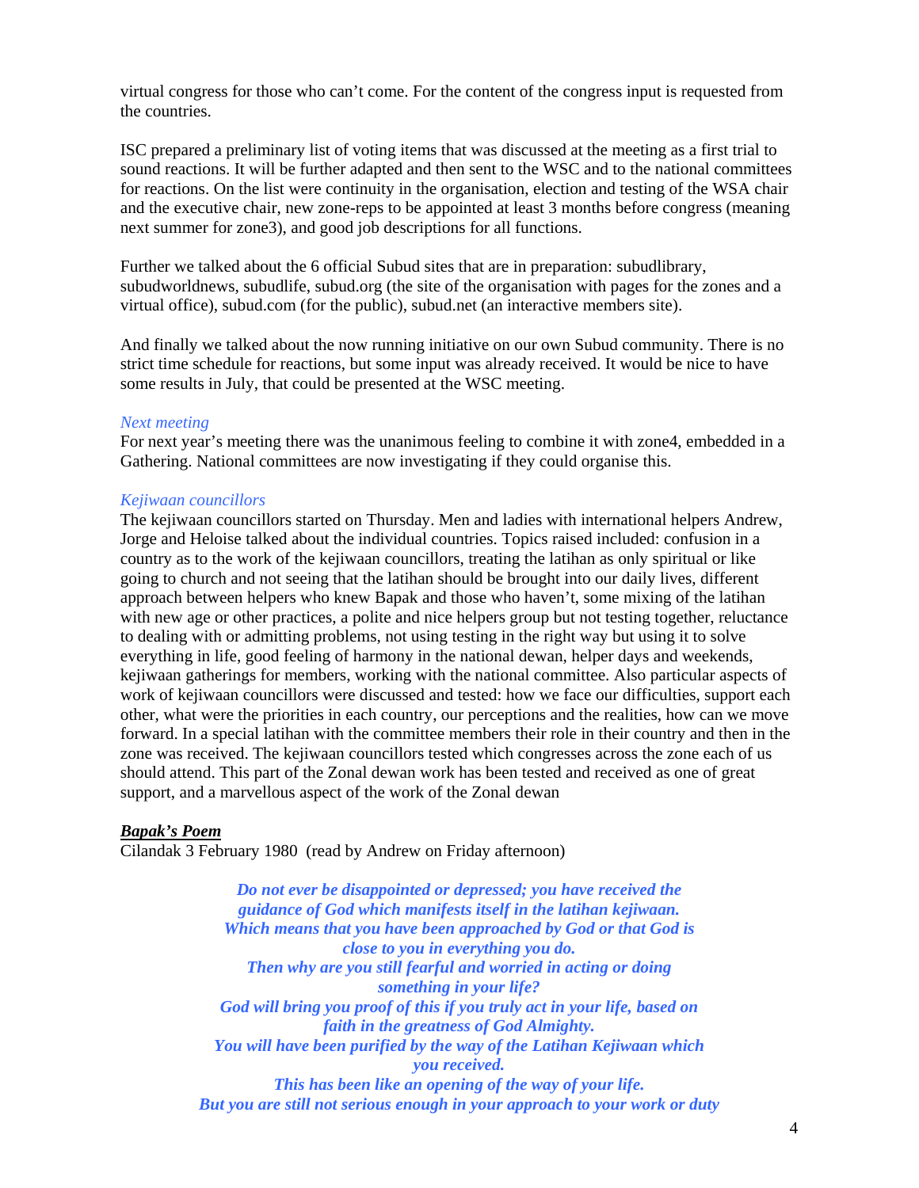virtual congress for those who can't come. For the content of the congress input is requested from the countries.

ISC prepared a preliminary list of voting items that was discussed at the meeting as a first trial to sound reactions. It will be further adapted and then sent to the WSC and to the national committees for reactions. On the list were continuity in the organisation, election and testing of the WSA chair and the executive chair, new zone-reps to be appointed at least 3 months before congress (meaning next summer for zone3), and good job descriptions for all functions.

Further we talked about the 6 official Subud sites that are in preparation: subudlibrary, subudworldnews, subudlife, subud.org (the site of the organisation with pages for the zones and a virtual office), subud.com (for the public), subud.net (an interactive members site).

And finally we talked about the now running initiative on our own Subud community. There is no strict time schedule for reactions, but some input was already received. It would be nice to have some results in July, that could be presented at the WSC meeting.

*Next meeting*

For next year's meeting there was the unanimous feeling to combine it with zone4, embedded in a Gathering. National committees are now investigating if they could organise this.

*Kejiwaan councillors*

The kejiwaan councillors started on Thursday. Men and ladies with international helpers Andrew, Jorge and Heloise talked about the individual countries. Topics raised included: confusion in a country as to the work of the kejiwaan councillors, treating the latihan as only spiritual or like going to church and not seeing that the latihan should be brought into our daily lives, different approach between helpers who knew Bapak and those who haven't, some mixing of the latihan with new age or other practices, a polite and nice helpers group but not testing together, reluctance to dealing with or admitting problems, not using testing in the right way but using it to solve everything in life, good feeling of harmony in the national dewan, helper days and weekends, kejiwaan gatherings for members, working with the national committee. Also particular aspects of work of kejiwaan councillors were discussed and tested: how we face our difficulties, support each other, what were the priorities in each country, our perceptions and the realities, how can we move forward. In a special latihan with the committee members their role in their country and then in the zone was received. The kejiwaan councillors tested which congresses across the zone each of us should attend. This part of the Zonal dewan work has been tested and received as one of great support, and a marvellous aspect of the work of the Zonal dewan

***Bapak's Poem***

Cilandak 3 February 1980 (read by Andrew on Friday afternoon)

***Do not ever be disappointed or depressed; you have received the guidance of God which manifests itself in the latihan kejiwaan.***
***Which means that you have been approached by God or that God is close to you in everything you do.***
***Then why are you still fearful and worried in acting or doing something in your life?***
***God will bring you proof of this if you truly act in your life, based on faith in the greatness of God Almighty.***
***You will have been purified by the way of the Latihan Kejiwaan which you received.***
***This has been like an opening of the way of your life.***
***But you are still not serious enough in your approach to your work or duty***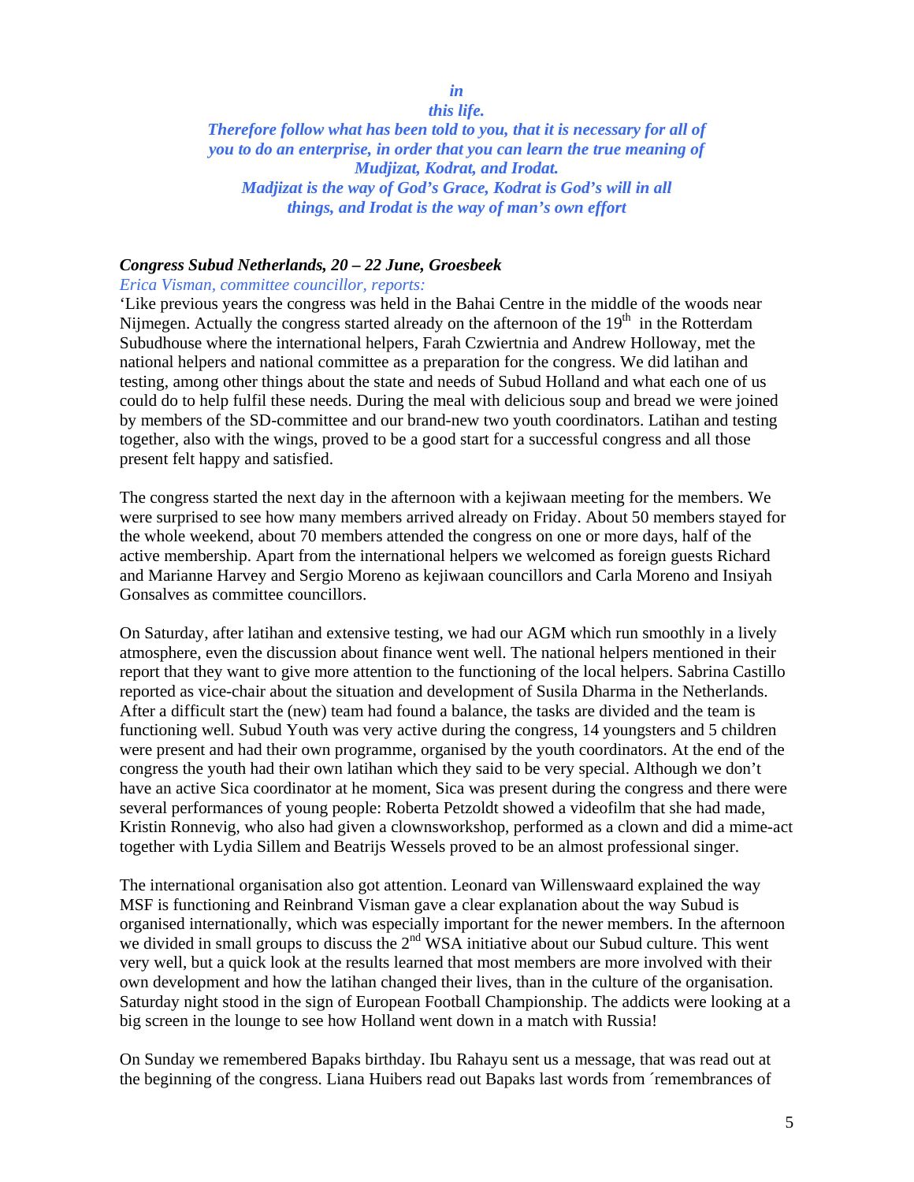*in this life.*
***Therefore follow what has been told to you, that it is necessary for all of you to do an enterprise, in order that you can learn the true meaning of Mudjizat, Kodrat, and Irodat.***
***Madjizat is the way of God's Grace, Kodrat is God's will in all things, and Irodat is the way of man's own effort***

### *Congress Subud Netherlands, 20 – 22 June, Groesbeek*

*Erica Visman, committee councillor, reports:*

'Like previous years the congress was held in the Bahai Centre in the middle of the woods near Nijmegen. Actually the congress started already on the afternoon of the 19th in the Rotterdam Subudhouse where the international helpers, Farah Czwiertnia and Andrew Holloway, met the national helpers and national committee as a preparation for the congress. We did latihan and testing, among other things about the state and needs of Subud Holland and what each one of us could do to help fulfil these needs. During the meal with delicious soup and bread we were joined by members of the SD-committee and our brand-new two youth coordinators. Latihan and testing together, also with the wings, proved to be a good start for a successful congress and all those present felt happy and satisfied.

The congress started the next day in the afternoon with a kejiwaan meeting for the members. We were surprised to see how many members arrived already on Friday. About 50 members stayed for the whole weekend, about 70 members attended the congress on one or more days, half of the active membership. Apart from the international helpers we welcomed as foreign guests Richard and Marianne Harvey and Sergio Moreno as kejiwaan councillors and Carla Moreno and Insiyah Gonsalves as committee councillors.

On Saturday, after latihan and extensive testing, we had our AGM which run smoothly in a lively atmosphere, even the discussion about finance went well. The national helpers mentioned in their report that they want to give more attention to the functioning of the local helpers. Sabrina Castillo reported as vice-chair about the situation and development of Susila Dharma in the Netherlands. After a difficult start the (new) team had found a balance, the tasks are divided and the team is functioning well. Subud Youth was very active during the congress, 14 youngsters and 5 children were present and had their own programme, organised by the youth coordinators. At the end of the congress the youth had their own latihan which they said to be very special. Although we don't have an active Sica coordinator at he moment, Sica was present during the congress and there were several performances of young people: Roberta Petzoldt showed a videofilm that she had made, Kristin Ronnevig, who also had given a clownsworkshop, performed as a clown and did a mime-act together with Lydia Sillem and Beatrijs Wessels proved to be an almost professional singer.

The international organisation also got attention. Leonard van Willenswaard explained the way MSF is functioning and Reinbrand Visman gave a clear explanation about the way Subud is organised internationally, which was especially important for the newer members. In the afternoon we divided in small groups to discuss the 2nd WSA initiative about our Subud culture. This went very well, but a quick look at the results learned that most members are more involved with their own development and how the latihan changed their lives, than in the culture of the organisation. Saturday night stood in the sign of European Football Championship. The addicts were looking at a big screen in the lounge to see how Holland went down in a match with Russia!

On Sunday we remembered Bapaks birthday. Ibu Rahayu sent us a message, that was read out at the beginning of the congress. Liana Huibers read out Bapaks last words from ´remembrances of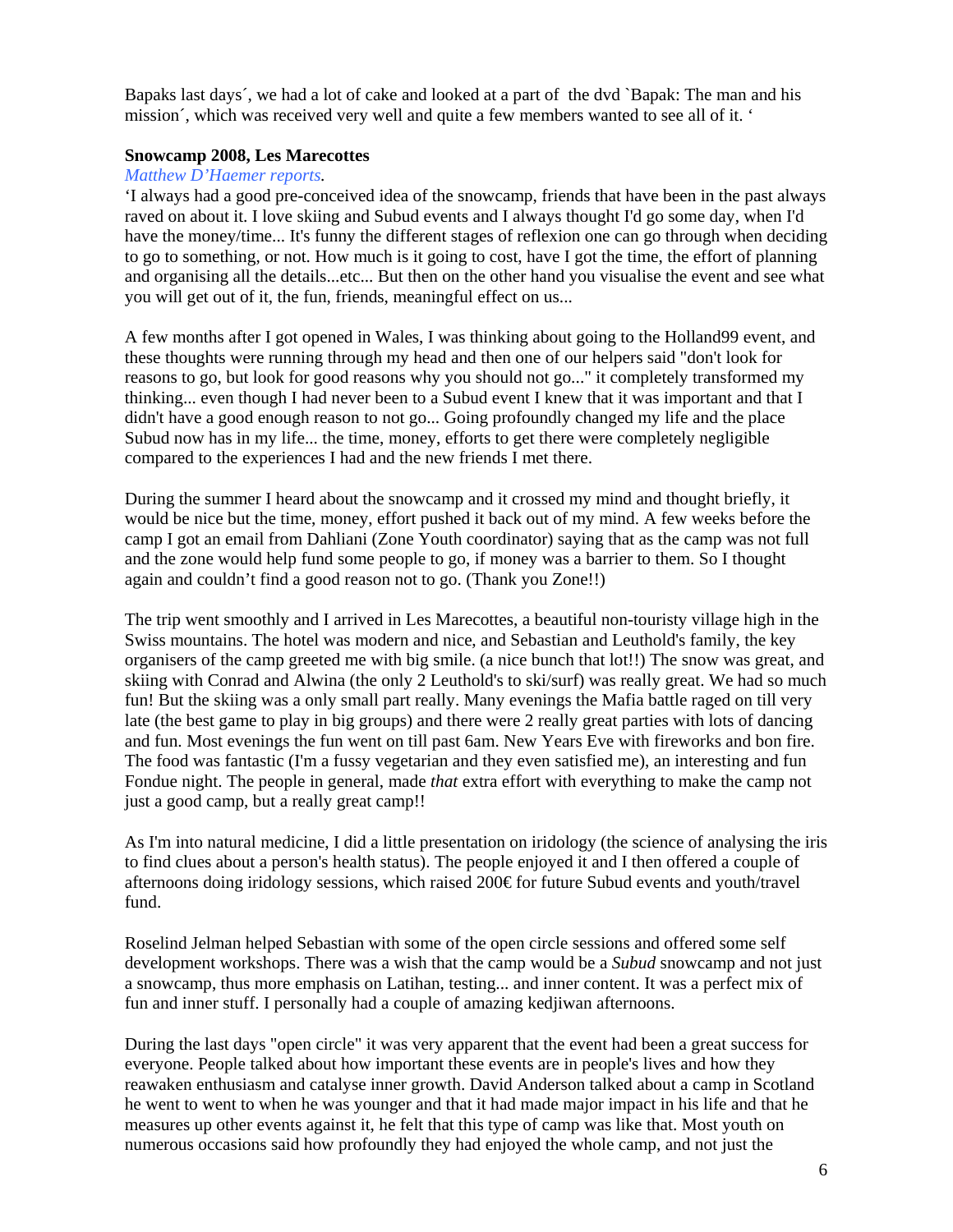Bapaks last days´, we had a lot of cake and looked at a part of the dvd `Bapak: The man and his mission´, which was received very well and quite a few members wanted to see all of it. '

**Snowcamp 2008, Les Marecottes**

*Matthew D'Haemer reports.*

'I always had a good pre-conceived idea of the snowcamp, friends that have been in the past always raved on about it. I love skiing and Subud events and I always thought I'd go some day, when I'd have the money/time... It's funny the different stages of reflexion one can go through when deciding to go to something, or not. How much is it going to cost, have I got the time, the effort of planning and organising all the details...etc... But then on the other hand you visualise the event and see what you will get out of it, the fun, friends, meaningful effect on us...

A few months after I got opened in Wales, I was thinking about going to the Holland99 event, and these thoughts were running through my head and then one of our helpers said "don't look for reasons to go, but look for good reasons why you should not go..." it completely transformed my thinking... even though I had never been to a Subud event I knew that it was important and that I didn't have a good enough reason to not go... Going profoundly changed my life and the place Subud now has in my life... the time, money, efforts to get there were completely negligible compared to the experiences I had and the new friends I met there.

During the summer I heard about the snowcamp and it crossed my mind and thought briefly, it would be nice but the time, money, effort pushed it back out of my mind. A few weeks before the camp I got an email from Dahliani (Zone Youth coordinator) saying that as the camp was not full and the zone would help fund some people to go, if money was a barrier to them. So I thought again and couldn't find a good reason not to go. (Thank you Zone!!)

The trip went smoothly and I arrived in Les Marecottes, a beautiful non-touristy village high in the Swiss mountains. The hotel was modern and nice, and Sebastian and Leuthold's family, the key organisers of the camp greeted me with big smile. (a nice bunch that lot!!) The snow was great, and skiing with Conrad and Alwina (the only 2 Leuthold's to ski/surf) was really great. We had so much fun! But the skiing was a only small part really. Many evenings the Mafia battle raged on till very late (the best game to play in big groups) and there were 2 really great parties with lots of dancing and fun. Most evenings the fun went on till past 6am. New Years Eve with fireworks and bon fire. The food was fantastic (I'm a fussy vegetarian and they even satisfied me), an interesting and fun Fondue night. The people in general, made *that* extra effort with everything to make the camp not just a good camp, but a really great camp!!

As I'm into natural medicine, I did a little presentation on iridology (the science of analysing the iris to find clues about a person's health status). The people enjoyed it and I then offered a couple of afternoons doing iridology sessions, which raised 200€ for future Subud events and youth/travel fund.

Roselind Jelman helped Sebastian with some of the open circle sessions and offered some self development workshops. There was a wish that the camp would be a *Subud* snowcamp and not just a snowcamp, thus more emphasis on Latihan, testing... and inner content. It was a perfect mix of fun and inner stuff. I personally had a couple of amazing kedjiwan afternoons.

During the last days "open circle" it was very apparent that the event had been a great success for everyone. People talked about how important these events are in people's lives and how they reawaken enthusiasm and catalyse inner growth. David Anderson talked about a camp in Scotland he went to went to when he was younger and that it had made major impact in his life and that he measures up other events against it, he felt that this type of camp was like that. Most youth on numerous occasions said how profoundly they had enjoyed the whole camp, and not just the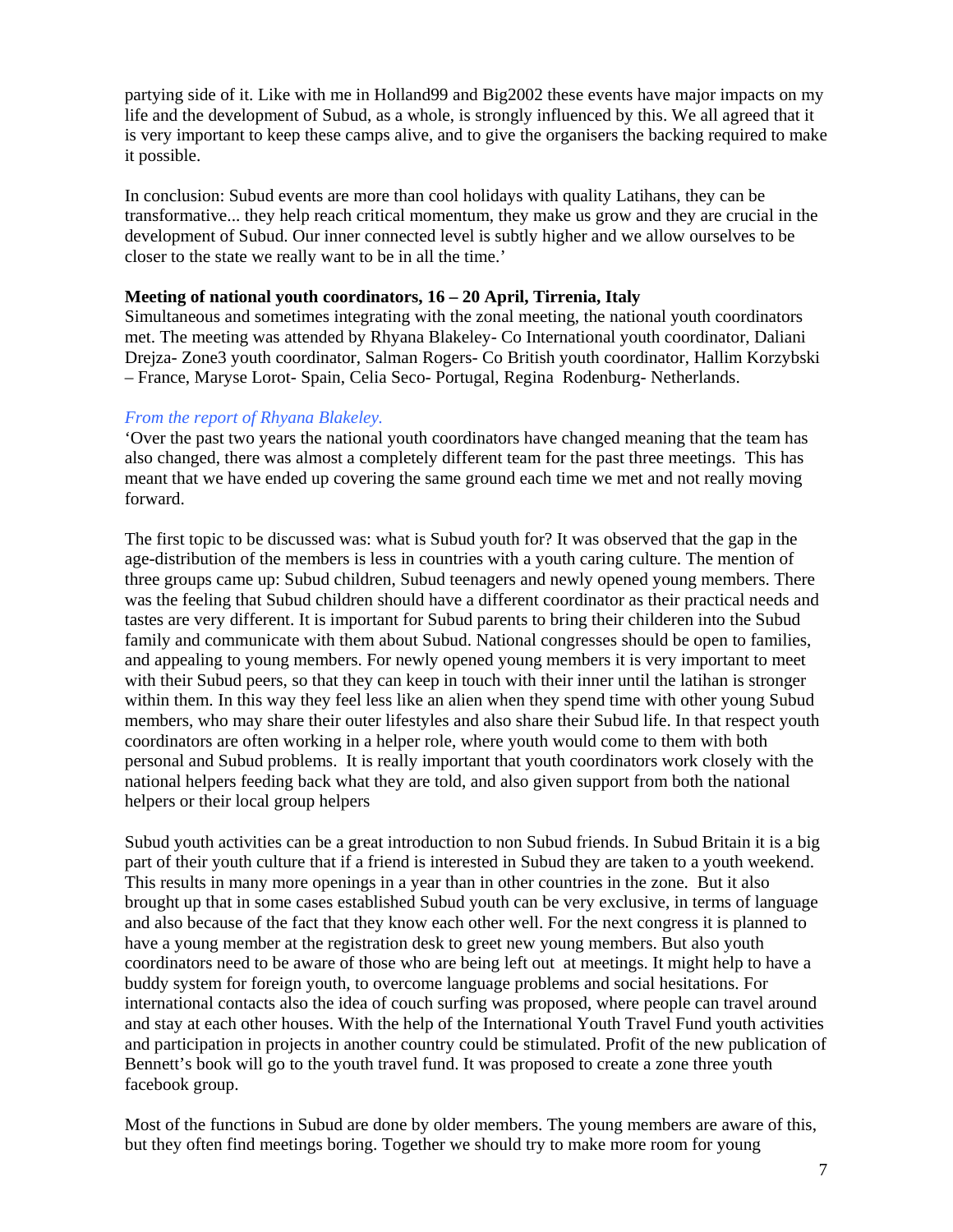partying side of it. Like with me in Holland99 and Big2002 these events have major impacts on my life and the development of Subud, as a whole, is strongly influenced by this. We all agreed that it is very important to keep these camps alive, and to give the organisers the backing required to make it possible.

In conclusion: Subud events are more than cool holidays with quality Latihans, they can be transformative... they help reach critical momentum, they make us grow and they are crucial in the development of Subud. Our inner connected level is subtly higher and we allow ourselves to be closer to the state we really want to be in all the time.'

**Meeting of national youth coordinators, 16 – 20 April, Tirrenia, Italy**

Simultaneous and sometimes integrating with the zonal meeting, the national youth coordinators met. The meeting was attended by Rhyana Blakeley- Co International youth coordinator, Daliani Drejza- Zone3 youth coordinator, Salman Rogers- Co British youth coordinator, Hallim Korzybski – France, Maryse Lorot- Spain, Celia Seco- Portugal, Regina Rodenburg- Netherlands.

*From the report of Rhyana Blakeley.*

'Over the past two years the national youth coordinators have changed meaning that the team has also changed, there was almost a completely different team for the past three meetings. This has meant that we have ended up covering the same ground each time we met and not really moving forward.

The first topic to be discussed was: what is Subud youth for? It was observed that the gap in the age-distribution of the members is less in countries with a youth caring culture. The mention of three groups came up: Subud children, Subud teenagers and newly opened young members. There was the feeling that Subud children should have a different coordinator as their practical needs and tastes are very different. It is important for Subud parents to bring their childeren into the Subud family and communicate with them about Subud. National congresses should be open to families, and appealing to young members. For newly opened young members it is very important to meet with their Subud peers, so that they can keep in touch with their inner until the latihan is stronger within them. In this way they feel less like an alien when they spend time with other young Subud members, who may share their outer lifestyles and also share their Subud life. In that respect youth coordinators are often working in a helper role, where youth would come to them with both personal and Subud problems. It is really important that youth coordinators work closely with the national helpers feeding back what they are told, and also given support from both the national helpers or their local group helpers

Subud youth activities can be a great introduction to non Subud friends. In Subud Britain it is a big part of their youth culture that if a friend is interested in Subud they are taken to a youth weekend. This results in many more openings in a year than in other countries in the zone. But it also brought up that in some cases established Subud youth can be very exclusive, in terms of language and also because of the fact that they know each other well. For the next congress it is planned to have a young member at the registration desk to greet new young members. But also youth coordinators need to be aware of those who are being left out at meetings. It might help to have a buddy system for foreign youth, to overcome language problems and social hesitations. For international contacts also the idea of couch surfing was proposed, where people can travel around and stay at each other houses. With the help of the International Youth Travel Fund youth activities and participation in projects in another country could be stimulated. Profit of the new publication of Bennett's book will go to the youth travel fund. It was proposed to create a zone three youth facebook group.

Most of the functions in Subud are done by older members. The young members are aware of this, but they often find meetings boring. Together we should try to make more room for young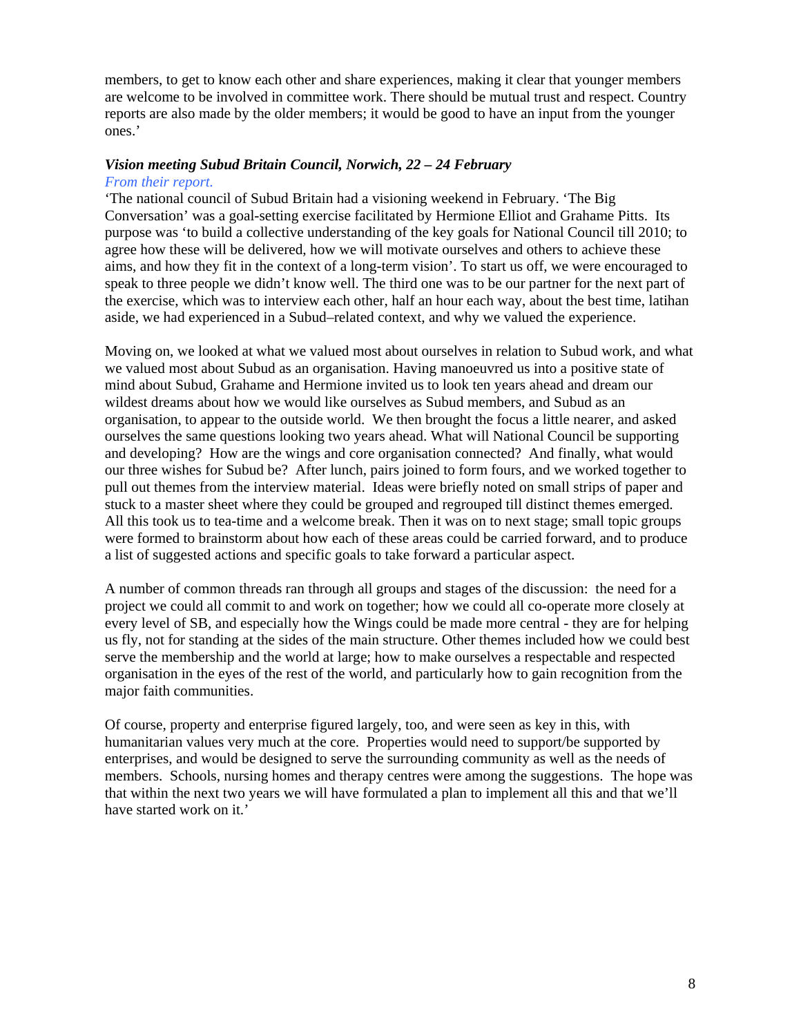members, to get to know each other and share experiences, making it clear that younger members are welcome to be involved in committee work. There should be mutual trust and respect. Country reports are also made by the older members; it would be good to have an input from the younger ones.'

***Vision meeting Subud Britain Council, Norwich, 22 – 24 February***

*From their report.*

'The national council of Subud Britain had a visioning weekend in February. 'The Big Conversation' was a goal-setting exercise facilitated by Hermione Elliot and Grahame Pitts. Its purpose was 'to build a collective understanding of the key goals for National Council till 2010; to agree how these will be delivered, how we will motivate ourselves and others to achieve these aims, and how they fit in the context of a long-term vision'. To start us off, we were encouraged to speak to three people we didn't know well. The third one was to be our partner for the next part of the exercise, which was to interview each other, half an hour each way, about the best time, latihan aside, we had experienced in a Subud–related context, and why we valued the experience.

Moving on, we looked at what we valued most about ourselves in relation to Subud work, and what we valued most about Subud as an organisation. Having manoeuvred us into a positive state of mind about Subud, Grahame and Hermione invited us to look ten years ahead and dream our wildest dreams about how we would like ourselves as Subud members, and Subud as an organisation, to appear to the outside world. We then brought the focus a little nearer, and asked ourselves the same questions looking two years ahead. What will National Council be supporting and developing? How are the wings and core organisation connected? And finally, what would our three wishes for Subud be? After lunch, pairs joined to form fours, and we worked together to pull out themes from the interview material. Ideas were briefly noted on small strips of paper and stuck to a master sheet where they could be grouped and regrouped till distinct themes emerged. All this took us to tea-time and a welcome break. Then it was on to next stage; small topic groups were formed to brainstorm about how each of these areas could be carried forward, and to produce a list of suggested actions and specific goals to take forward a particular aspect.

A number of common threads ran through all groups and stages of the discussion: the need for a project we could all commit to and work on together; how we could all co-operate more closely at every level of SB, and especially how the Wings could be made more central - they are for helping us fly, not for standing at the sides of the main structure. Other themes included how we could best serve the membership and the world at large; how to make ourselves a respectable and respected organisation in the eyes of the rest of the world, and particularly how to gain recognition from the major faith communities.

Of course, property and enterprise figured largely, too, and were seen as key in this, with humanitarian values very much at the core. Properties would need to support/be supported by enterprises, and would be designed to serve the surrounding community as well as the needs of members. Schools, nursing homes and therapy centres were among the suggestions. The hope was that within the next two years we will have formulated a plan to implement all this and that we'll have started work on it.'